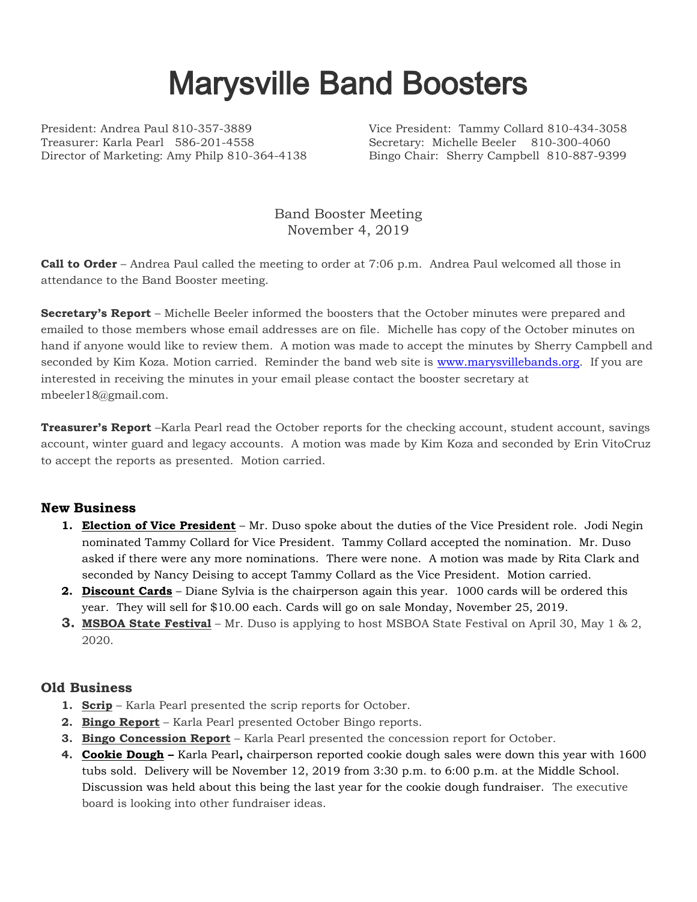# Marysville Band Boosters

President: Andrea Paul 810-357-3889
Vice President: Tammy Collard 810-434-3058
Treasurer: Karla Pearl 586-201-4558
Secretary: Michelle Beeler 810-300-4060
Director of Marketing: Amy Philp 810-364-4138
Bingo Chair: Sherry Campbell 810-887-9399

Band Booster Meeting
November 4, 2019

**Call to Order** – Andrea Paul called the meeting to order at 7:06 p.m. Andrea Paul welcomed all those in attendance to the Band Booster meeting.

**Secretary's Report** – Michelle Beeler informed the boosters that the October minutes were prepared and emailed to those members whose email addresses are on file. Michelle has copy of the October minutes on hand if anyone would like to review them. A motion was made to accept the minutes by Sherry Campbell and seconded by Kim Koza. Motion carried. Reminder the band web site is [www.marysvillebands.org](http://www.marysvillebands.org). If you are interested in receiving the minutes in your email please contact the booster secretary at mbeeler18@gmail.com.

**Treasurer's Report** –Karla Pearl read the October reports for the checking account, student account, savings account, winter guard and legacy accounts. A motion was made by Kim Koza and seconded by Erin VitoCruz to accept the reports as presented. Motion carried.

### New Business

1. **Election of Vice President** – Mr. Duso spoke about the duties of the Vice President role. Jodi Negin nominated Tammy Collard for Vice President. Tammy Collard accepted the nomination. Mr. Duso asked if there were any more nominations. There were none. A motion was made by Rita Clark and seconded by Nancy Deising to accept Tammy Collard as the Vice President. Motion carried.
2. **Discount Cards** – Diane Sylvia is the chairperson again this year. 1000 cards will be ordered this year. They will sell for $10.00 each. Cards will go on sale Monday, November 25, 2019.
3. **MSBOA State Festival** – Mr. Duso is applying to host MSBOA State Festival on April 30, May 1 & 2, 2020.

### Old Business

1. **Scrip** – Karla Pearl presented the scrip reports for October.
2. **Bingo Report** – Karla Pearl presented October Bingo reports.
3. **Bingo Concession Report** – Karla Pearl presented the concession report for October.
4. **Cookie Dough –** Karla Pearl**,** chairperson reported cookie dough sales were down this year with 1600 tubs sold. Delivery will be November 12, 2019 from 3:30 p.m. to 6:00 p.m. at the Middle School. Discussion was held about this being the last year for the cookie dough fundraiser. The executive board is looking into other fundraiser ideas.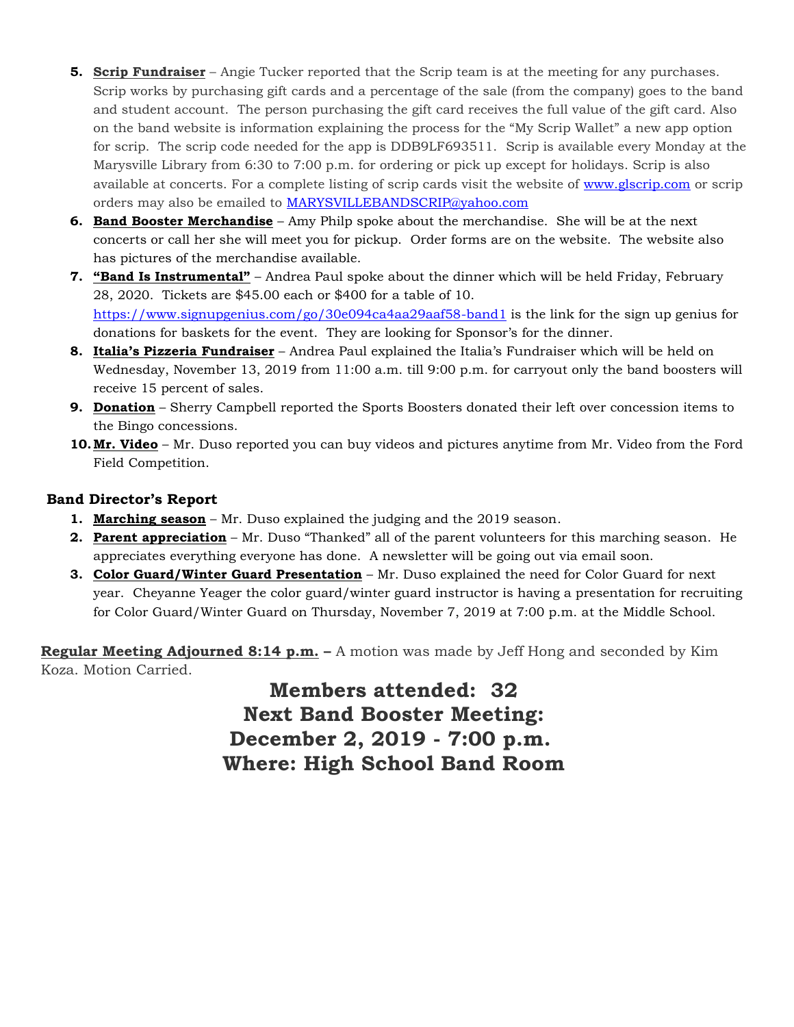5. **Scrip Fundraiser** – Angie Tucker reported that the Scrip team is at the meeting for any purchases. Scrip works by purchasing gift cards and a percentage of the sale (from the company) goes to the band and student account. The person purchasing the gift card receives the full value of the gift card. Also on the band website is information explaining the process for the "My Scrip Wallet" a new app option for scrip. The scrip code needed for the app is DDB9LF693511. Scrip is available every Monday at the Marysville Library from 6:30 to 7:00 p.m. for ordering or pick up except for holidays. Scrip is also available at concerts. For a complete listing of scrip cards visit the website of www.glscrip.com or scrip orders may also be emailed to MARYSVILLEBANDSCRIP@yahoo.com
6. **Band Booster Merchandise** – Amy Philp spoke about the merchandise. She will be at the next concerts or call her she will meet you for pickup. Order forms are on the website. The website also has pictures of the merchandise available.
7. **"Band Is Instrumental"** – Andrea Paul spoke about the dinner which will be held Friday, February 28, 2020. Tickets are $45.00 each or $400 for a table of 10. https://www.signupgenius.com/go/30e094ca4aa29aaf58-band1 is the link for the sign up genius for donations for baskets for the event. They are looking for Sponsor's for the dinner.
8. **Italia's Pizzeria Fundraiser** – Andrea Paul explained the Italia's Fundraiser which will be held on Wednesday, November 13, 2019 from 11:00 a.m. till 9:00 p.m. for carryout only the band boosters will receive 15 percent of sales.
9. **Donation** – Sherry Campbell reported the Sports Boosters donated their left over concession items to the Bingo concessions.
10. **Mr. Video** – Mr. Duso reported you can buy videos and pictures anytime from Mr. Video from the Ford Field Competition.

**Band Director's Report**

1. **Marching season** – Mr. Duso explained the judging and the 2019 season.
2. **Parent appreciation** – Mr. Duso "Thanked" all of the parent volunteers for this marching season. He appreciates everything everyone has done. A newsletter will be going out via email soon.
3. **Color Guard/Winter Guard Presentation** – Mr. Duso explained the need for Color Guard for next year. Cheyanne Yeager the color guard/winter guard instructor is having a presentation for recruiting for Color Guard/Winter Guard on Thursday, November 7, 2019 at 7:00 p.m. at the Middle School.

**Regular Meeting Adjourned 8:14 p.m. –** A motion was made by Jeff Hong and seconded by Kim Koza. Motion Carried.

## Members attended: 32
## Next Band Booster Meeting:
## December 2, 2019 - 7:00 p.m.
## Where: High School Band Room